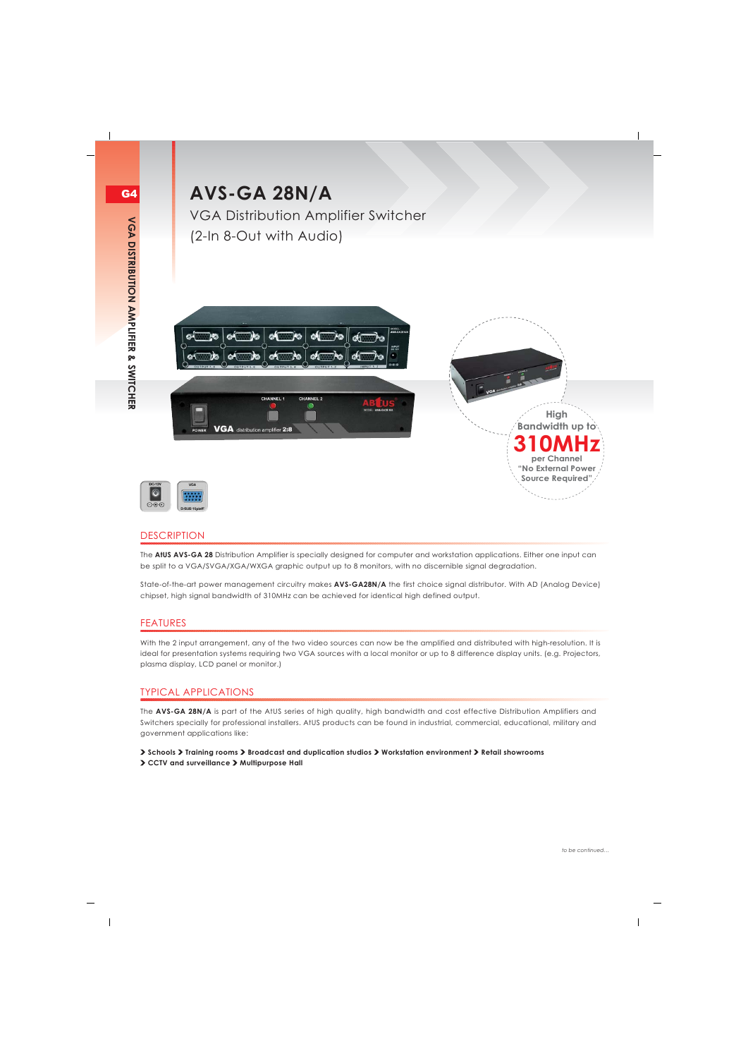# AVS-GA 28N/A

VGA Distribution Amplifier Switcher
(2-In 8-Out with Audio)

High Bandwidth up to **310MHz** per Channel
"No External Power Source Required"

## DESCRIPTION

The **AtUS AVS-GA 28** Distribution Amplifier is specially designed for computer and workstation applications. Either one input can be split to a VGA/SVGA/XGA/WXGA graphic output up to 8 monitors, with no discernible signal degradation.

State-of-the-art power management circuitry makes **AVS-GA28N/A** the first choice signal distributor. With AD (Analog Device) chipset, high signal bandwidth of 310MHz can be achieved for identical high defined output.

## FEATURES

With the 2 input arrangement, any of the two video sources can now be the amplified and distributed with high-resolution. It is ideal for presentation systems requiring two VGA sources with a local monitor or up to 8 difference display units. (e.g. Projectors, plasma display, LCD panel or monitor.)

## TYPICAL APPLICATIONS

The **AVS-GA 28N/A** is part of the AtUS series of high quality, high bandwidth and cost effective Distribution Amplifiers and Switchers specially for professional installers. AtUS products can be found in industrial, commercial, educational, military and government applications like:

**› Schools › Training rooms › Broadcast and duplication studios › Workstation environment › Retail showrooms › CCTV and surveillance › Multipurpose Hall**

*to be continued...*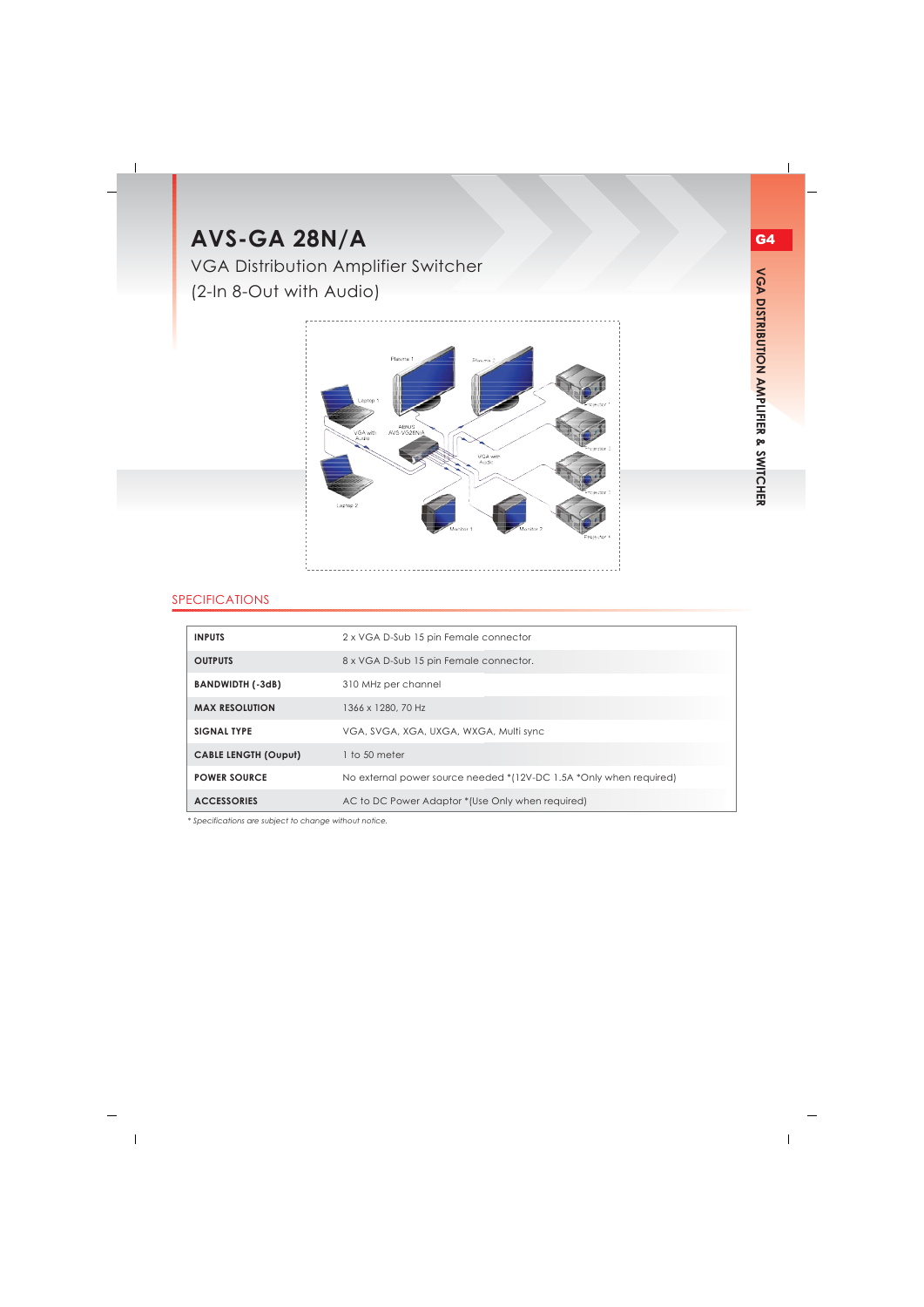# AVS-GA 28N/A

VGA Distribution Amplifier Switcher
(2-In 8-Out with Audio)

Laptop 1
Laptop 2
Plasma 1
Plasma 2
ABUS AVS-VG28N/A
VGA with Audio
VGA with Audio
Projector 1
Projector 2
Projector 3
Projector 4
Monitor 1
Monitor 2

## SPECIFICATIONS

| | |
|---|---|
| **INPUTS** | 2 x VGA D-Sub 15 pin Female connector |
| **OUTPUTS** | 8 x VGA D-Sub 15 pin Female connector. |
| **BANDWIDTH (-3dB)** | 310 MHz per channel |
| **MAX RESOLUTION** | 1366 x 1280, 70 Hz |
| **SIGNAL TYPE** | VGA, SVGA, XGA, UXGA, WXGA, Multi sync |
| **CABLE LENGTH (Ouput)** | 1 to 50 meter |
| **POWER SOURCE** | No external power source needed *(12V-DC 1.5A *Only when required) |
| **ACCESSORIES** | AC to DC Power Adaptor *(Use Only when required) |

*\* Specifications are subject to change without notice.*